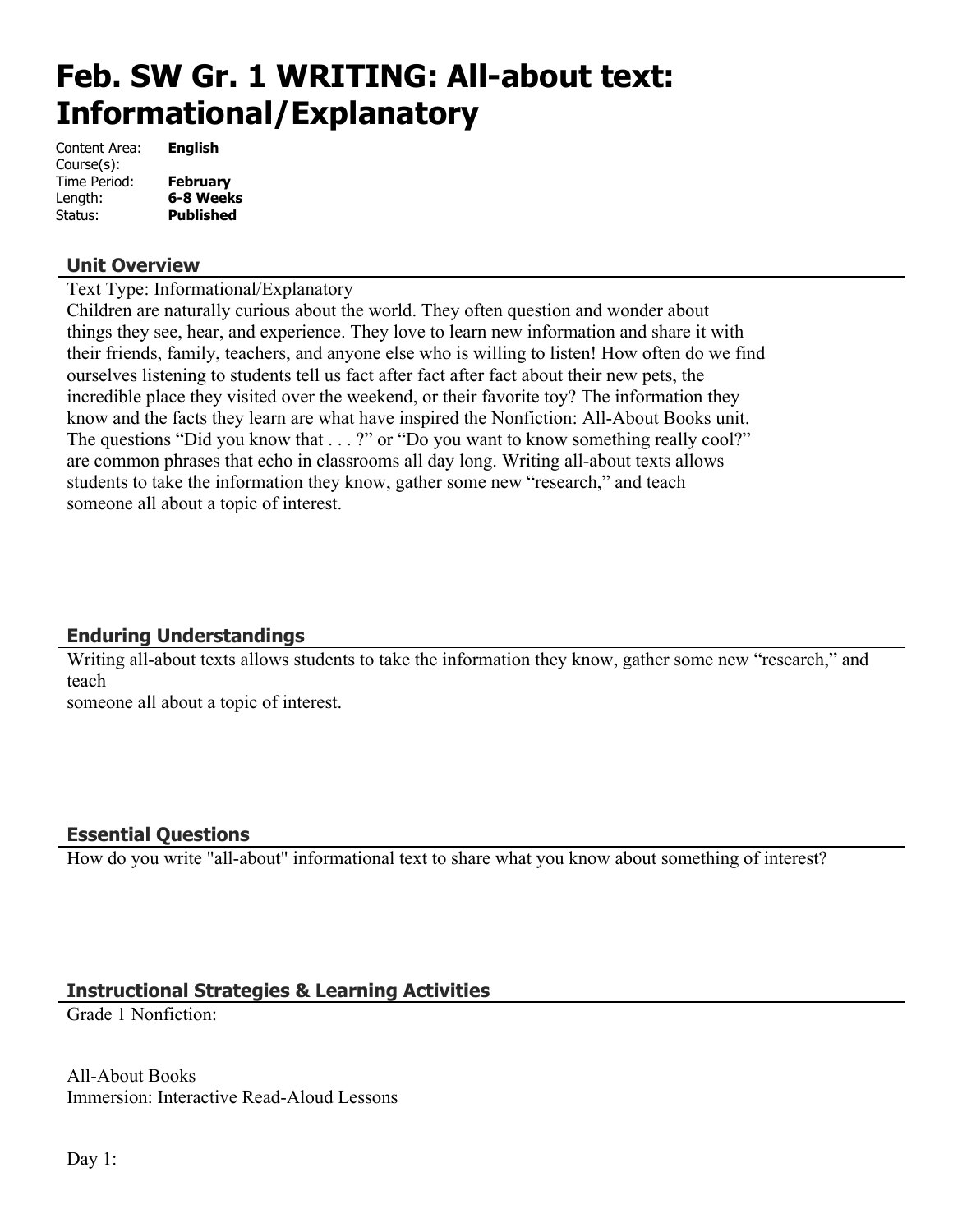# Feb. SW Gr. 1 WRITING: All-about text: Informational/Explanatory

Content Area: **English**
Course(s):
Time Period: **February**
Length: **6-8 Weeks**
Status: **Published**

## Unit Overview

Text Type: Informational/Explanatory
Children are naturally curious about the world. They often question and wonder about things they see, hear, and experience. They love to learn new information and share it with their friends, family, teachers, and anyone else who is willing to listen! How often do we find ourselves listening to students tell us fact after fact after fact about their new pets, the incredible place they visited over the weekend, or their favorite toy? The information they know and the facts they learn are what have inspired the Nonfiction: All-About Books unit. The questions "Did you know that . . . ?" or "Do you want to know something really cool?" are common phrases that echo in classrooms all day long. Writing all-about texts allows students to take the information they know, gather some new "research," and teach someone all about a topic of interest.

## Enduring Understandings

Writing all-about texts allows students to take the information they know, gather some new "research," and teach
someone all about a topic of interest.

## Essential Questions

How do you write "all-about" informational text to share what you know about something of interest?

## Instructional Strategies & Learning Activities

Grade 1 Nonfiction:

All-About Books
Immersion: Interactive Read-Aloud Lessons

Day 1: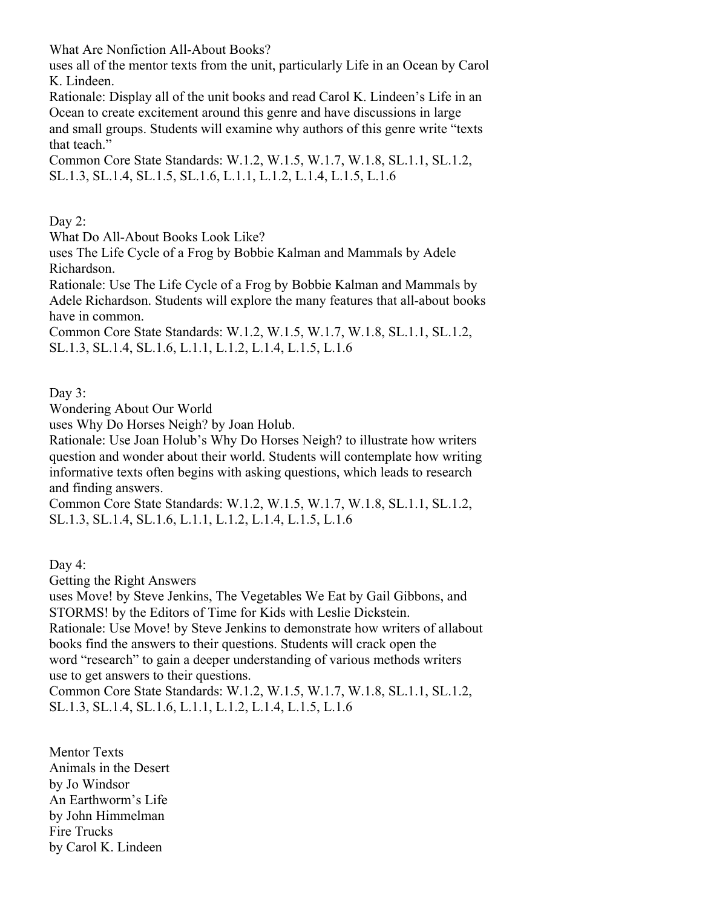What Are Nonfiction All-About Books?

uses all of the mentor texts from the unit, particularly Life in an Ocean by Carol K. Lindeen.

Rationale: Display all of the unit books and read Carol K. Lindeen's Life in an Ocean to create excitement around this genre and have discussions in large and small groups. Students will examine why authors of this genre write "texts that teach."

Common Core State Standards: W.1.2, W.1.5, W.1.7, W.1.8, SL.1.1, SL.1.2, SL.1.3, SL.1.4, SL.1.5, SL.1.6, L.1.1, L.1.2, L.1.4, L.1.5, L.1.6

Day 2:

What Do All-About Books Look Like?

uses The Life Cycle of a Frog by Bobbie Kalman and Mammals by Adele Richardson.

Rationale: Use The Life Cycle of a Frog by Bobbie Kalman and Mammals by Adele Richardson. Students will explore the many features that all-about books have in common.

Common Core State Standards: W.1.2, W.1.5, W.1.7, W.1.8, SL.1.1, SL.1.2, SL.1.3, SL.1.4, SL.1.6, L.1.1, L.1.2, L.1.4, L.1.5, L.1.6

Day 3:

Wondering About Our World

uses Why Do Horses Neigh? by Joan Holub.

Rationale: Use Joan Holub's Why Do Horses Neigh? to illustrate how writers question and wonder about their world. Students will contemplate how writing informative texts often begins with asking questions, which leads to research and finding answers.

Common Core State Standards: W.1.2, W.1.5, W.1.7, W.1.8, SL.1.1, SL.1.2, SL.1.3, SL.1.4, SL.1.6, L.1.1, L.1.2, L.1.4, L.1.5, L.1.6

Day 4:

Getting the Right Answers

uses Move! by Steve Jenkins, The Vegetables We Eat by Gail Gibbons, and STORMS! by the Editors of Time for Kids with Leslie Dickstein.

Rationale: Use Move! by Steve Jenkins to demonstrate how writers of allabout books find the answers to their questions. Students will crack open the word "research" to gain a deeper understanding of various methods writers use to get answers to their questions.

Common Core State Standards: W.1.2, W.1.5, W.1.7, W.1.8, SL.1.1, SL.1.2, SL.1.3, SL.1.4, SL.1.6, L.1.1, L.1.2, L.1.4, L.1.5, L.1.6

Mentor Texts

Animals in the Desert
by Jo Windsor

An Earthworm's Life
by John Himmelman

Fire Trucks
by Carol K. Lindeen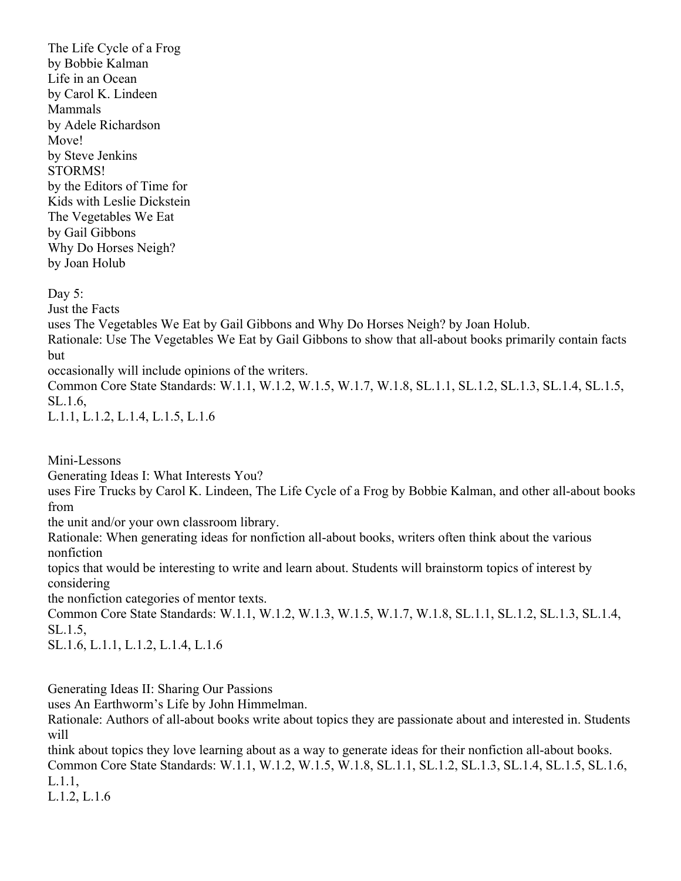The Life Cycle of a Frog
by Bobbie Kalman
Life in an Ocean
by Carol K. Lindeen
Mammals
by Adele Richardson
Move!
by Steve Jenkins
STORMS!
by the Editors of Time for
Kids with Leslie Dickstein
The Vegetables We Eat
by Gail Gibbons
Why Do Horses Neigh?
by Joan Holub

Day 5:
Just the Facts
uses The Vegetables We Eat by Gail Gibbons and Why Do Horses Neigh? by Joan Holub.
Rationale: Use The Vegetables We Eat by Gail Gibbons to show that all-about books primarily contain facts but
occasionally will include opinions of the writers.
Common Core State Standards: W.1.1, W.1.2, W.1.5, W.1.7, W.1.8, SL.1.1, SL.1.2, SL.1.3, SL.1.4, SL.1.5, SL.1.6,
L.1.1, L.1.2, L.1.4, L.1.5, L.1.6

Mini-Lessons
Generating Ideas I: What Interests You?
uses Fire Trucks by Carol K. Lindeen, The Life Cycle of a Frog by Bobbie Kalman, and other all-about books from
the unit and/or your own classroom library.
Rationale: When generating ideas for nonfiction all-about books, writers often think about the various nonfiction
topics that would be interesting to write and learn about. Students will brainstorm topics of interest by considering
the nonfiction categories of mentor texts.
Common Core State Standards: W.1.1, W.1.2, W.1.3, W.1.5, W.1.7, W.1.8, SL.1.1, SL.1.2, SL.1.3, SL.1.4, SL.1.5,
SL.1.6, L.1.1, L.1.2, L.1.4, L.1.6

Generating Ideas II: Sharing Our Passions
uses An Earthworm's Life by John Himmelman.
Rationale: Authors of all-about books write about topics they are passionate about and interested in. Students will
think about topics they love learning about as a way to generate ideas for their nonfiction all-about books.
Common Core State Standards: W.1.1, W.1.2, W.1.5, W.1.8, SL.1.1, SL.1.2, SL.1.3, SL.1.4, SL.1.5, SL.1.6, L.1.1,
L.1.2, L.1.6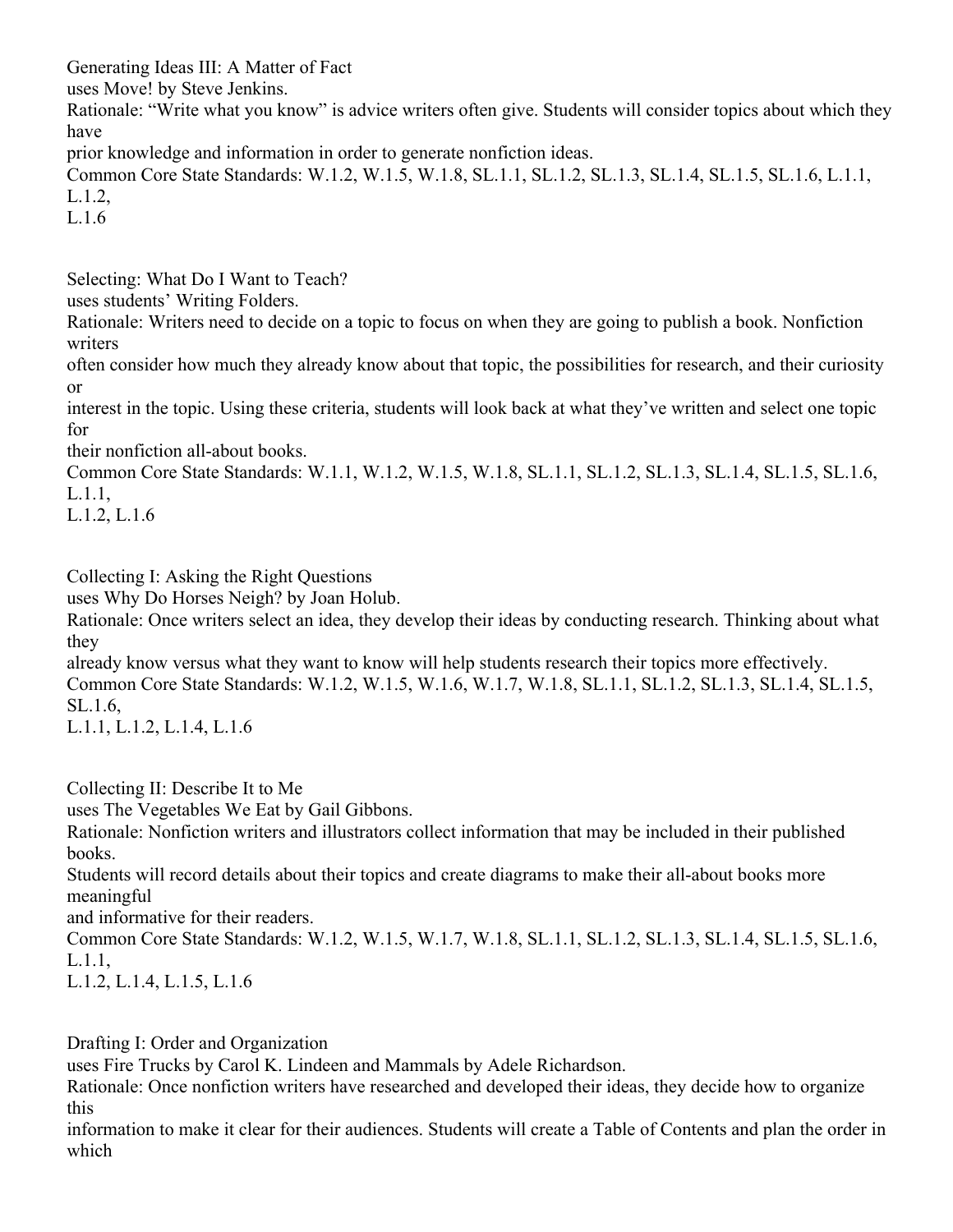Generating Ideas III: A Matter of Fact
uses Move! by Steve Jenkins.
Rationale: “Write what you know” is advice writers often give. Students will consider topics about which they have prior knowledge and information in order to generate nonfiction ideas.
Common Core State Standards: W.1.2, W.1.5, W.1.8, SL.1.1, SL.1.2, SL.1.3, SL.1.4, SL.1.5, SL.1.6, L.1.1, L.1.2, L.1.6

Selecting: What Do I Want to Teach?
uses students’ Writing Folders.
Rationale: Writers need to decide on a topic to focus on when they are going to publish a book. Nonfiction writers often consider how much they already know about that topic, the possibilities for research, and their curiosity or interest in the topic. Using these criteria, students will look back at what they’ve written and select one topic for their nonfiction all-about books.
Common Core State Standards: W.1.1, W.1.2, W.1.5, W.1.8, SL.1.1, SL.1.2, SL.1.3, SL.1.4, SL.1.5, SL.1.6, L.1.1, L.1.2, L.1.6

Collecting I: Asking the Right Questions
uses Why Do Horses Neigh? by Joan Holub.
Rationale: Once writers select an idea, they develop their ideas by conducting research. Thinking about what they already know versus what they want to know will help students research their topics more effectively.
Common Core State Standards: W.1.2, W.1.5, W.1.6, W.1.7, W.1.8, SL.1.1, SL.1.2, SL.1.3, SL.1.4, SL.1.5, SL.1.6, L.1.1, L.1.2, L.1.4, L.1.6

Collecting II: Describe It to Me
uses The Vegetables We Eat by Gail Gibbons.
Rationale: Nonfiction writers and illustrators collect information that may be included in their published books. Students will record details about their topics and create diagrams to make their all-about books more meaningful and informative for their readers.
Common Core State Standards: W.1.2, W.1.5, W.1.7, W.1.8, SL.1.1, SL.1.2, SL.1.3, SL.1.4, SL.1.5, SL.1.6, L.1.1, L.1.2, L.1.4, L.1.5, L.1.6

Drafting I: Order and Organization
uses Fire Trucks by Carol K. Lindeen and Mammals by Adele Richardson.
Rationale: Once nonfiction writers have researched and developed their ideas, they decide how to organize this information to make it clear for their audiences. Students will create a Table of Contents and plan the order in which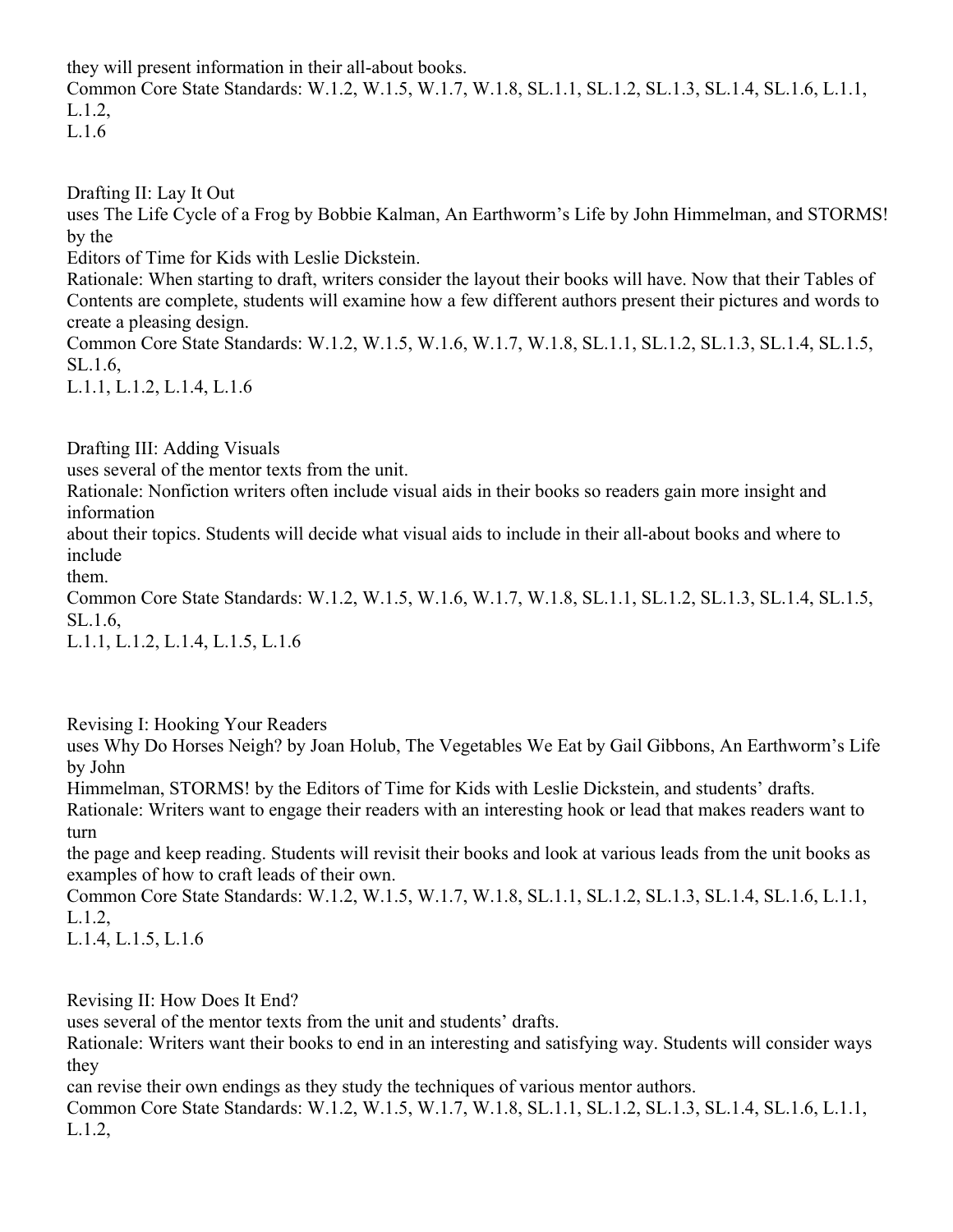they will present information in their all-about books.
Common Core State Standards: W.1.2, W.1.5, W.1.7, W.1.8, SL.1.1, SL.1.2, SL.1.3, SL.1.4, SL.1.6, L.1.1, L.1.2, L.1.6

Drafting II: Lay It Out
uses The Life Cycle of a Frog by Bobbie Kalman, An Earthworm's Life by John Himmelman, and STORMS! by the Editors of Time for Kids with Leslie Dickstein.
Rationale: When starting to draft, writers consider the layout their books will have. Now that their Tables of Contents are complete, students will examine how a few different authors present their pictures and words to create a pleasing design.
Common Core State Standards: W.1.2, W.1.5, W.1.6, W.1.7, W.1.8, SL.1.1, SL.1.2, SL.1.3, SL.1.4, SL.1.5, SL.1.6, L.1.1, L.1.2, L.1.4, L.1.6

Drafting III: Adding Visuals
uses several of the mentor texts from the unit.
Rationale: Nonfiction writers often include visual aids in their books so readers gain more insight and information about their topics. Students will decide what visual aids to include in their all-about books and where to include them.
Common Core State Standards: W.1.2, W.1.5, W.1.6, W.1.7, W.1.8, SL.1.1, SL.1.2, SL.1.3, SL.1.4, SL.1.5, SL.1.6, L.1.1, L.1.2, L.1.4, L.1.5, L.1.6

Revising I: Hooking Your Readers
uses Why Do Horses Neigh? by Joan Holub, The Vegetables We Eat by Gail Gibbons, An Earthworm's Life by John Himmelman, STORMS! by the Editors of Time for Kids with Leslie Dickstein, and students' drafts.
Rationale: Writers want to engage their readers with an interesting hook or lead that makes readers want to turn the page and keep reading. Students will revisit their books and look at various leads from the unit books as examples of how to craft leads of their own.
Common Core State Standards: W.1.2, W.1.5, W.1.7, W.1.8, SL.1.1, SL.1.2, SL.1.3, SL.1.4, SL.1.6, L.1.1, L.1.2, L.1.4, L.1.5, L.1.6

Revising II: How Does It End?
uses several of the mentor texts from the unit and students' drafts.
Rationale: Writers want their books to end in an interesting and satisfying way. Students will consider ways they can revise their own endings as they study the techniques of various mentor authors.
Common Core State Standards: W.1.2, W.1.5, W.1.7, W.1.8, SL.1.1, SL.1.2, SL.1.3, SL.1.4, SL.1.6, L.1.1, L.1.2,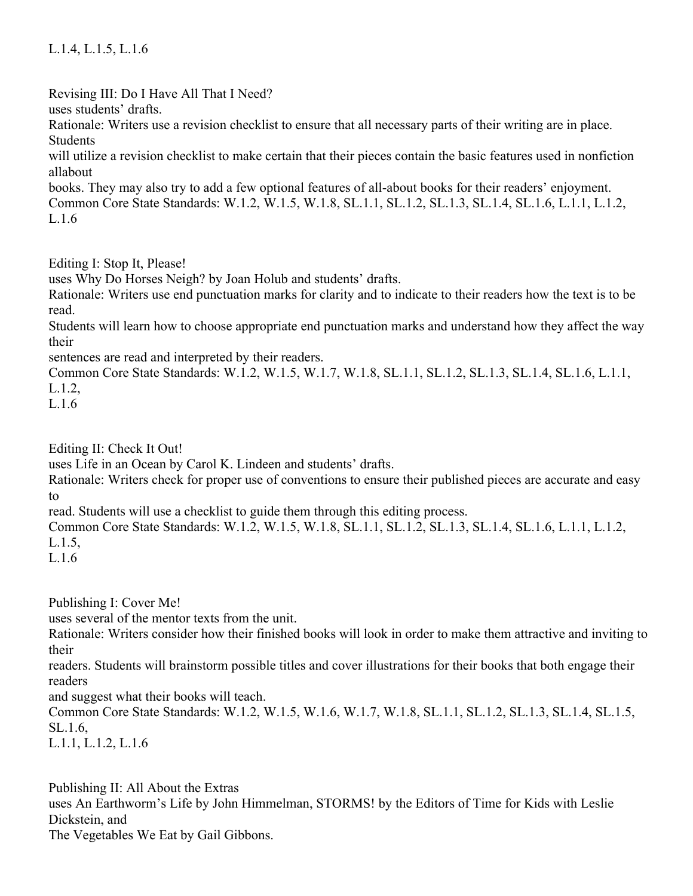L.1.4, L.1.5, L.1.6

Revising III: Do I Have All That I Need?
uses students' drafts.
Rationale: Writers use a revision checklist to ensure that all necessary parts of their writing are in place. Students will utilize a revision checklist to make certain that their pieces contain the basic features used in nonfiction allabout books. They may also try to add a few optional features of all-about books for their readers' enjoyment.
Common Core State Standards: W.1.2, W.1.5, W.1.8, SL.1.1, SL.1.2, SL.1.3, SL.1.4, SL.1.6, L.1.1, L.1.2, L.1.6

Editing I: Stop It, Please!
uses Why Do Horses Neigh? by Joan Holub and students' drafts.
Rationale: Writers use end punctuation marks for clarity and to indicate to their readers how the text is to be read.
Students will learn how to choose appropriate end punctuation marks and understand how they affect the way their sentences are read and interpreted by their readers.
Common Core State Standards: W.1.2, W.1.5, W.1.7, W.1.8, SL.1.1, SL.1.2, SL.1.3, SL.1.4, SL.1.6, L.1.1, L.1.2, L.1.6

Editing II: Check It Out!
uses Life in an Ocean by Carol K. Lindeen and students' drafts.
Rationale: Writers check for proper use of conventions to ensure their published pieces are accurate and easy to read. Students will use a checklist to guide them through this editing process.
Common Core State Standards: W.1.2, W.1.5, W.1.8, SL.1.1, SL.1.2, SL.1.3, SL.1.4, SL.1.6, L.1.1, L.1.2, L.1.5, L.1.6

Publishing I: Cover Me!
uses several of the mentor texts from the unit.
Rationale: Writers consider how their finished books will look in order to make them attractive and inviting to their readers. Students will brainstorm possible titles and cover illustrations for their books that both engage their readers and suggest what their books will teach.
Common Core State Standards: W.1.2, W.1.5, W.1.6, W.1.7, W.1.8, SL.1.1, SL.1.2, SL.1.3, SL.1.4, SL.1.5, SL.1.6, L.1.1, L.1.2, L.1.6

Publishing II: All About the Extras
uses An Earthworm's Life by John Himmelman, STORMS! by the Editors of Time for Kids with Leslie Dickstein, and The Vegetables We Eat by Gail Gibbons.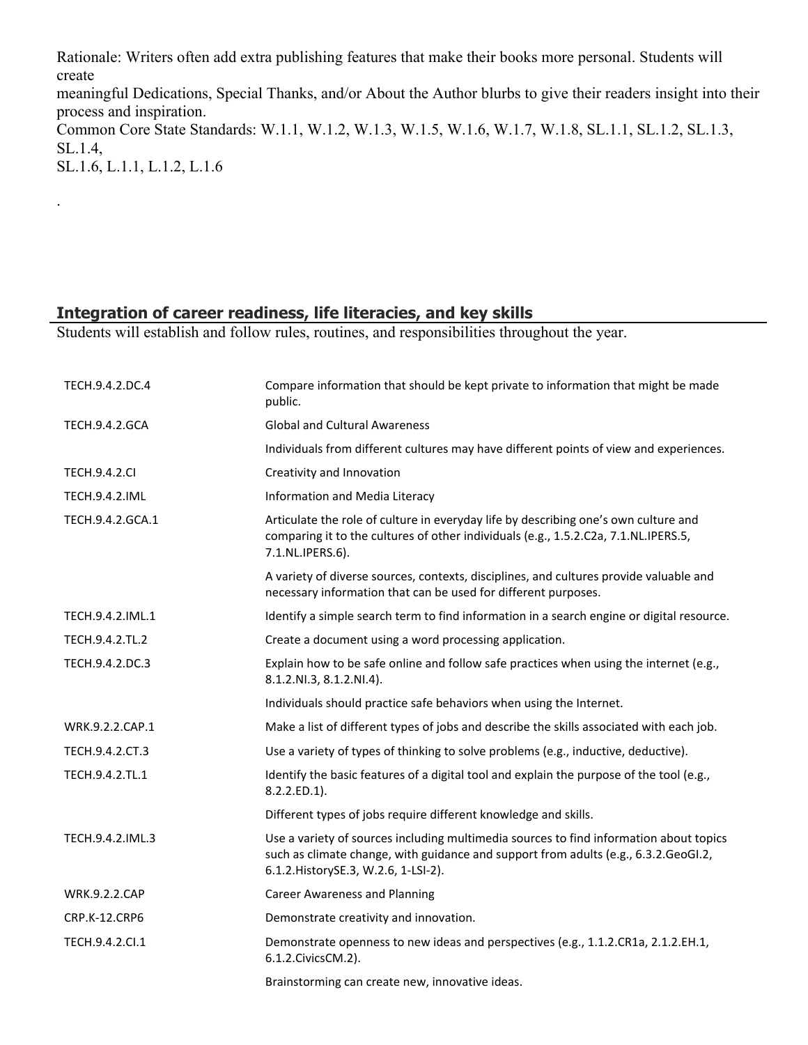Rationale: Writers often add extra publishing features that make their books more personal. Students will create meaningful Dedications, Special Thanks, and/or About the Author blurbs to give their readers insight into their process and inspiration.

Common Core State Standards: W.1.1, W.1.2, W.1.3, W.1.5, W.1.6, W.1.7, W.1.8, SL.1.1, SL.1.2, SL.1.3, SL.1.4, SL.1.6, L.1.1, L.1.2, L.1.6

.

## Integration of career readiness, life literacies, and key skills

Students will establish and follow rules, routines, and responsibilities throughout the year.

| | |
|---|---|
| TECH.9.4.2.DC.4 | Compare information that should be kept private to information that might be made public. |
| TECH.9.4.2.GCA | Global and Cultural Awareness |
| | Individuals from different cultures may have different points of view and experiences. |
| TECH.9.4.2.CI | Creativity and Innovation |
| TECH.9.4.2.IML | Information and Media Literacy |
| TECH.9.4.2.GCA.1 | Articulate the role of culture in everyday life by describing one's own culture and comparing it to the cultures of other individuals (e.g., 1.5.2.C2a, 7.1.NL.IPERS.5, 7.1.NL.IPERS.6). |
| | A variety of diverse sources, contexts, disciplines, and cultures provide valuable and necessary information that can be used for different purposes. |
| TECH.9.4.2.IML.1 | Identify a simple search term to find information in a search engine or digital resource. |
| TECH.9.4.2.TL.2 | Create a document using a word processing application. |
| TECH.9.4.2.DC.3 | Explain how to be safe online and follow safe practices when using the internet (e.g., 8.1.2.NI.3, 8.1.2.NI.4). |
| | Individuals should practice safe behaviors when using the Internet. |
| WRK.9.2.2.CAP.1 | Make a list of different types of jobs and describe the skills associated with each job. |
| TECH.9.4.2.CT.3 | Use a variety of types of thinking to solve problems (e.g., inductive, deductive). |
| TECH.9.4.2.TL.1 | Identify the basic features of a digital tool and explain the purpose of the tool (e.g., 8.2.2.ED.1). |
| | Different types of jobs require different knowledge and skills. |
| TECH.9.4.2.IML.3 | Use a variety of sources including multimedia sources to find information about topics such as climate change, with guidance and support from adults (e.g., 6.3.2.GeoGI.2, 6.1.2.HistorySE.3, W.2.6, 1-LSI-2). |
| WRK.9.2.2.CAP | Career Awareness and Planning |
| CRP.K-12.CRP6 | Demonstrate creativity and innovation. |
| TECH.9.4.2.CI.1 | Demonstrate openness to new ideas and perspectives (e.g., 1.1.2.CR1a, 2.1.2.EH.1, 6.1.2.CivicsCM.2). |
| | Brainstorming can create new, innovative ideas. |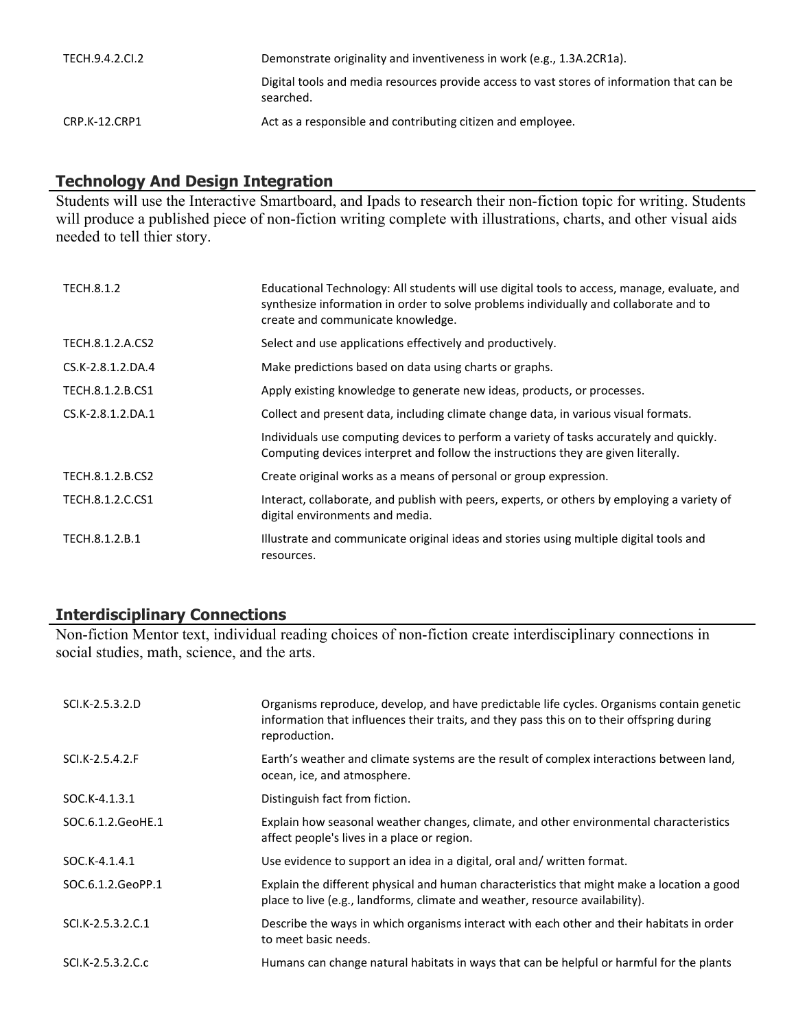| | |
|---|---|
| TECH.9.4.2.CI.2 | Demonstrate originality and inventiveness in work (e.g., 1.3A.2CR1a). |
| | Digital tools and media resources provide access to vast stores of information that can be searched. |
| CRP.K-12.CRP1 | Act as a responsible and contributing citizen and employee. |

## Technology And Design Integration

Students will use the Interactive Smartboard, and Ipads to research their non-fiction topic for writing. Students will produce a published piece of non-fiction writing complete with illustrations, charts, and other visual aids needed to tell thier story.

| | |
|---|---|
| TECH.8.1.2 | Educational Technology: All students will use digital tools to access, manage, evaluate, and synthesize information in order to solve problems individually and collaborate and to create and communicate knowledge. |
| TECH.8.1.2.A.CS2 | Select and use applications effectively and productively. |
| CS.K-2.8.1.2.DA.4 | Make predictions based on data using charts or graphs. |
| TECH.8.1.2.B.CS1 | Apply existing knowledge to generate new ideas, products, or processes. |
| CS.K-2.8.1.2.DA.1 | Collect and present data, including climate change data, in various visual formats. |
| | Individuals use computing devices to perform a variety of tasks accurately and quickly. Computing devices interpret and follow the instructions they are given literally. |
| TECH.8.1.2.B.CS2 | Create original works as a means of personal or group expression. |
| TECH.8.1.2.C.CS1 | Interact, collaborate, and publish with peers, experts, or others by employing a variety of digital environments and media. |
| TECH.8.1.2.B.1 | Illustrate and communicate original ideas and stories using multiple digital tools and resources. |

## Interdisciplinary Connections

Non-fiction Mentor text, individual reading choices of non-fiction create interdisciplinary connections in social studies, math, science, and the arts.

| | |
|---|---|
| SCI.K-2.5.3.2.D | Organisms reproduce, develop, and have predictable life cycles. Organisms contain genetic information that influences their traits, and they pass this on to their offspring during reproduction. |
| SCI.K-2.5.4.2.F | Earth's weather and climate systems are the result of complex interactions between land, ocean, ice, and atmosphere. |
| SOC.K-4.1.3.1 | Distinguish fact from fiction. |
| SOC.6.1.2.GeoHE.1 | Explain how seasonal weather changes, climate, and other environmental characteristics affect people's lives in a place or region. |
| SOC.K-4.1.4.1 | Use evidence to support an idea in a digital, oral and/ written format. |
| SOC.6.1.2.GeoPP.1 | Explain the different physical and human characteristics that might make a location a good place to live (e.g., landforms, climate and weather, resource availability). |
| SCI.K-2.5.3.2.C.1 | Describe the ways in which organisms interact with each other and their habitats in order to meet basic needs. |
| SCI.K-2.5.3.2.C.c | Humans can change natural habitats in ways that can be helpful or harmful for the plants |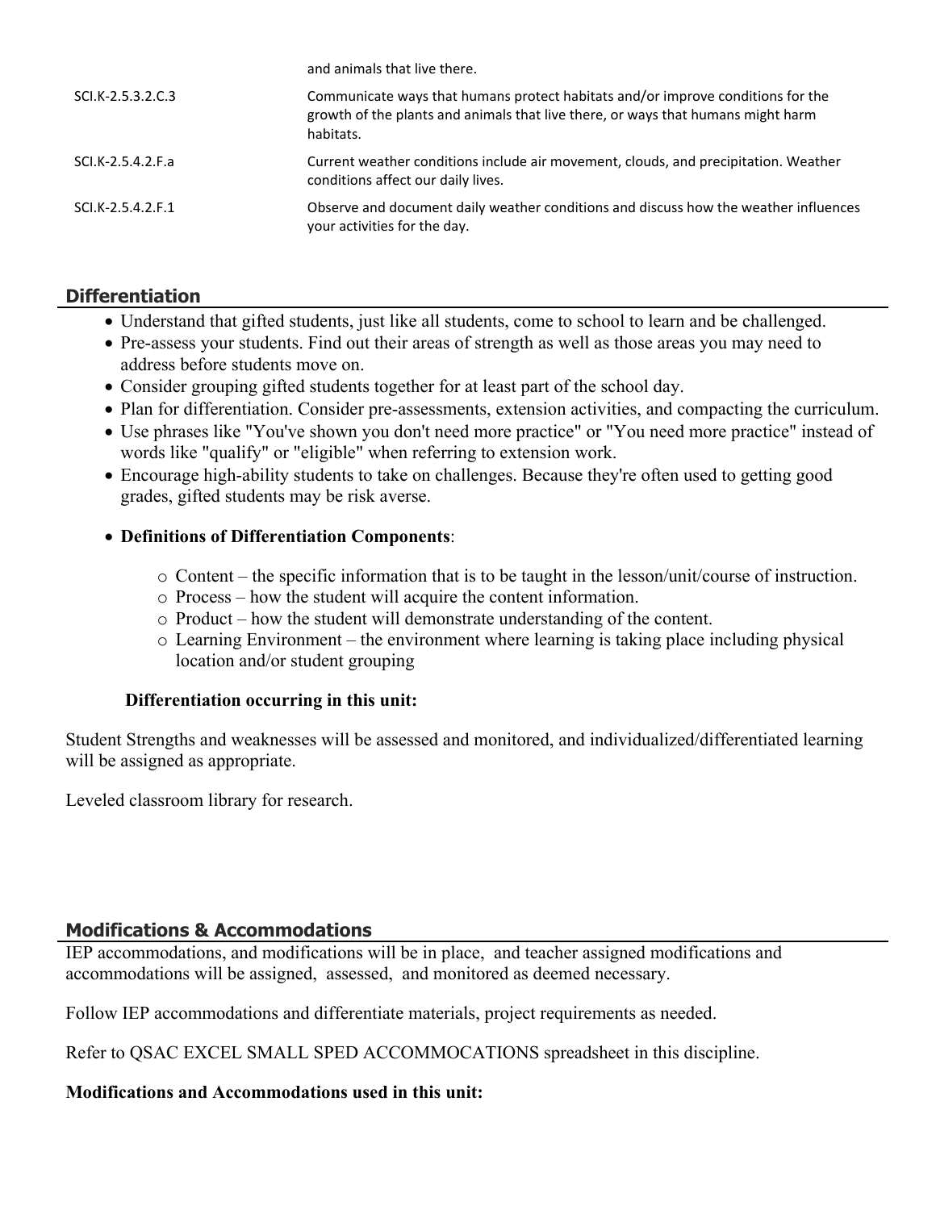| | |
|---|---|
| | and animals that live there. |
| SCI.K-2.5.3.2.C.3 | Communicate ways that humans protect habitats and/or improve conditions for the growth of the plants and animals that live there, or ways that humans might harm habitats. |
| SCI.K-2.5.4.2.F.a | Current weather conditions include air movement, clouds, and precipitation. Weather conditions affect our daily lives. |
| SCI.K-2.5.4.2.F.1 | Observe and document daily weather conditions and discuss how the weather influences your activities for the day. |

## Differentiation

- Understand that gifted students, just like all students, come to school to learn and be challenged.
- Pre-assess your students. Find out their areas of strength as well as those areas you may need to address before students move on.
- Consider grouping gifted students together for at least part of the school day.
- Plan for differentiation. Consider pre-assessments, extension activities, and compacting the curriculum.
- Use phrases like "You've shown you don't need more practice" or "You need more practice" instead of words like "qualify" or "eligible" when referring to extension work.
- Encourage high-ability students to take on challenges. Because they're often used to getting good grades, gifted students may be risk averse.
- **Definitions of Differentiation Components**:
  - Content – the specific information that is to be taught in the lesson/unit/course of instruction.
  - Process – how the student will acquire the content information.
  - Product – how the student will demonstrate understanding of the content.
  - Learning Environment – the environment where learning is taking place including physical location and/or student grouping

**Differentiation occurring in this unit:**

Student Strengths and weaknesses will be assessed and monitored, and individualized/differentiated learning will be assigned as appropriate.

Leveled classroom library for research.

## Modifications & Accommodations

IEP accommodations, and modifications will be in place, and teacher assigned modifications and accommodations will be assigned, assessed, and monitored as deemed necessary.

Follow IEP accommodations and differentiate materials, project requirements as needed.

Refer to QSAC EXCEL SMALL SPED ACCOMMOCATIONS spreadsheet in this discipline.

**Modifications and Accommodations used in this unit:**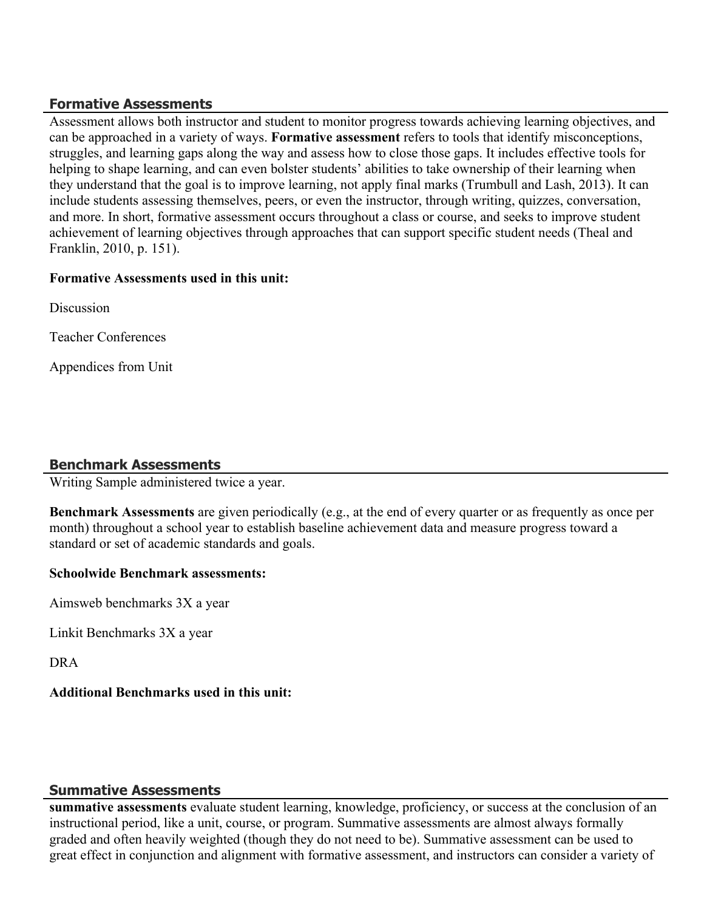## Formative Assessments

Assessment allows both instructor and student to monitor progress towards achieving learning objectives, and can be approached in a variety of ways. **Formative assessment** refers to tools that identify misconceptions, struggles, and learning gaps along the way and assess how to close those gaps. It includes effective tools for helping to shape learning, and can even bolster students' abilities to take ownership of their learning when they understand that the goal is to improve learning, not apply final marks (Trumbull and Lash, 2013). It can include students assessing themselves, peers, or even the instructor, through writing, quizzes, conversation, and more. In short, formative assessment occurs throughout a class or course, and seeks to improve student achievement of learning objectives through approaches that can support specific student needs (Theal and Franklin, 2010, p. 151).

**Formative Assessments used in this unit:**

Discussion

Teacher Conferences

Appendices from Unit

## Benchmark Assessments

Writing Sample administered twice a year.

**Benchmark Assessments** are given periodically (e.g., at the end of every quarter or as frequently as once per month) throughout a school year to establish baseline achievement data and measure progress toward a standard or set of academic standards and goals.

**Schoolwide Benchmark assessments:**

Aimsweb benchmarks 3X a year

Linkit Benchmarks 3X a year

DRA

**Additional Benchmarks used in this unit:**

## Summative Assessments

**summative assessments** evaluate student learning, knowledge, proficiency, or success at the conclusion of an instructional period, like a unit, course, or program. Summative assessments are almost always formally graded and often heavily weighted (though they do not need to be). Summative assessment can be used to great effect in conjunction and alignment with formative assessment, and instructors can consider a variety of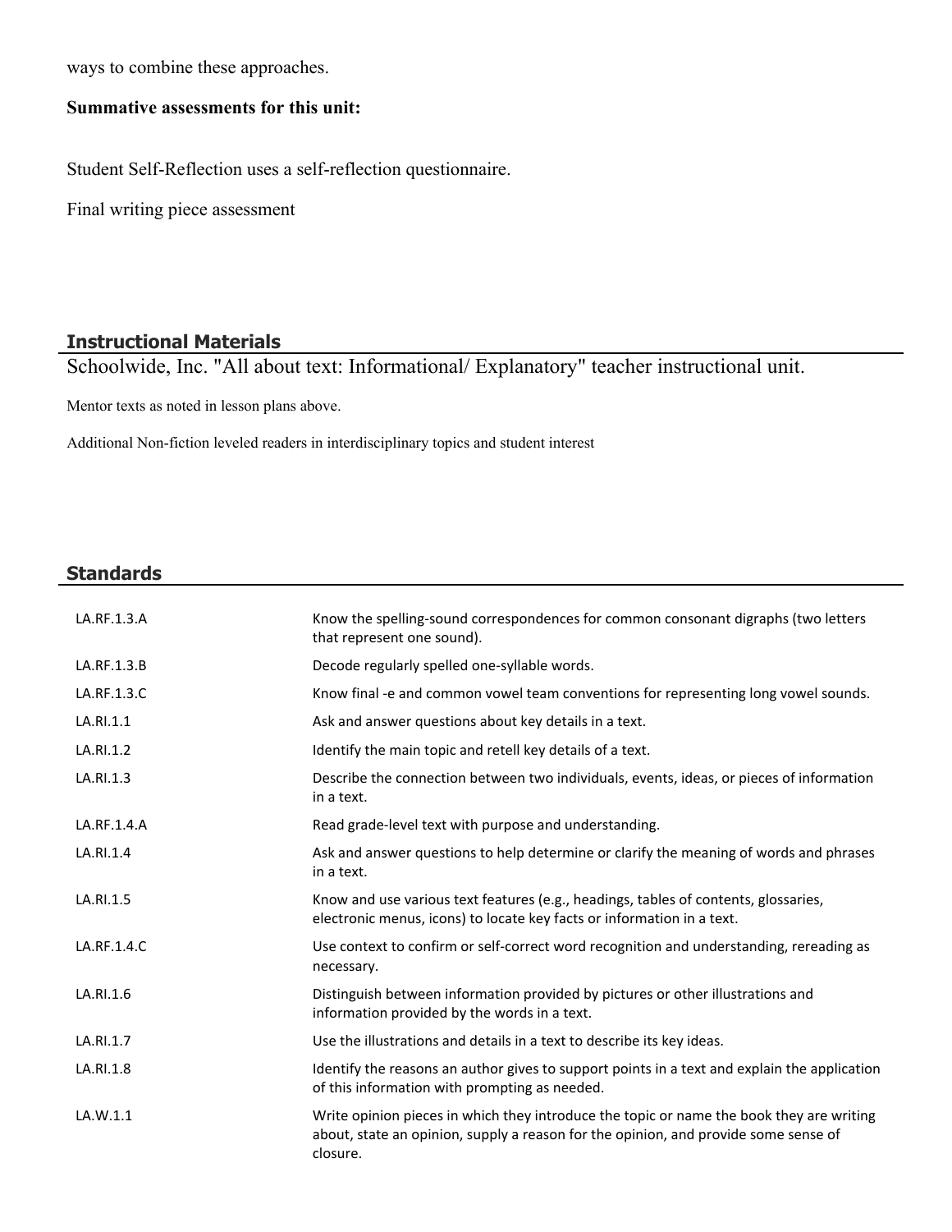ways to combine these approaches.

**Summative assessments for this unit:**

Student Self-Reflection uses a self-reflection questionnaire.

Final writing piece assessment

## Instructional Materials

Schoolwide, Inc. "All about text: Informational/ Explanatory" teacher instructional unit.

Mentor texts as noted in lesson plans above.

Additional Non-fiction leveled readers in interdisciplinary topics and student interest

## Standards

| | |
|---|---|
| LA.RF.1.3.A | Know the spelling-sound correspondences for common consonant digraphs (two letters that represent one sound). |
| LA.RF.1.3.B | Decode regularly spelled one-syllable words. |
| LA.RF.1.3.C | Know final -e and common vowel team conventions for representing long vowel sounds. |
| LA.RI.1.1 | Ask and answer questions about key details in a text. |
| LA.RI.1.2 | Identify the main topic and retell key details of a text. |
| LA.RI.1.3 | Describe the connection between two individuals, events, ideas, or pieces of information in a text. |
| LA.RF.1.4.A | Read grade-level text with purpose and understanding. |
| LA.RI.1.4 | Ask and answer questions to help determine or clarify the meaning of words and phrases in a text. |
| LA.RI.1.5 | Know and use various text features (e.g., headings, tables of contents, glossaries, electronic menus, icons) to locate key facts or information in a text. |
| LA.RF.1.4.C | Use context to confirm or self-correct word recognition and understanding, rereading as necessary. |
| LA.RI.1.6 | Distinguish between information provided by pictures or other illustrations and information provided by the words in a text. |
| LA.RI.1.7 | Use the illustrations and details in a text to describe its key ideas. |
| LA.RI.1.8 | Identify the reasons an author gives to support points in a text and explain the application of this information with prompting as needed. |
| LA.W.1.1 | Write opinion pieces in which they introduce the topic or name the book they are writing about, state an opinion, supply a reason for the opinion, and provide some sense of closure. |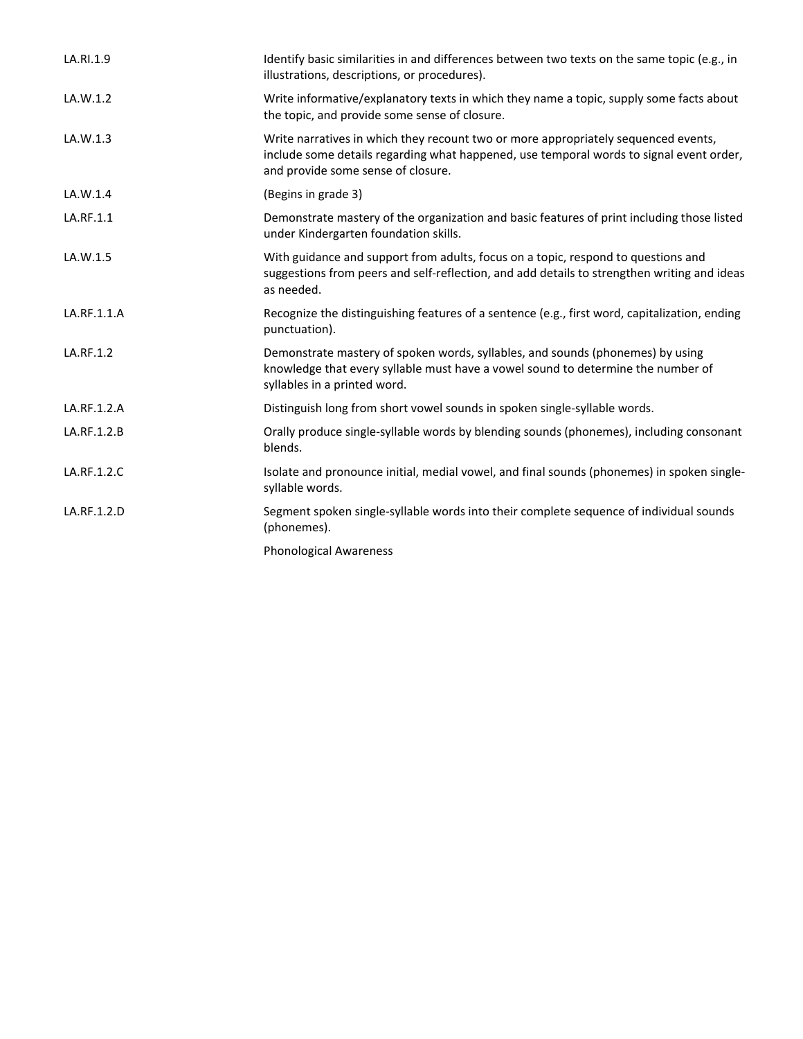| | |
|---|---|
| LA.RI.1.9 | Identify basic similarities in and differences between two texts on the same topic (e.g., in illustrations, descriptions, or procedures). |
| LA.W.1.2 | Write informative/explanatory texts in which they name a topic, supply some facts about the topic, and provide some sense of closure. |
| LA.W.1.3 | Write narratives in which they recount two or more appropriately sequenced events, include some details regarding what happened, use temporal words to signal event order, and provide some sense of closure. |
| LA.W.1.4 | (Begins in grade 3) |
| LA.RF.1.1 | Demonstrate mastery of the organization and basic features of print including those listed under Kindergarten foundation skills. |
| LA.W.1.5 | With guidance and support from adults, focus on a topic, respond to questions and suggestions from peers and self-reflection, and add details to strengthen writing and ideas as needed. |
| LA.RF.1.1.A | Recognize the distinguishing features of a sentence (e.g., first word, capitalization, ending punctuation). |
| LA.RF.1.2 | Demonstrate mastery of spoken words, syllables, and sounds (phonemes) by using knowledge that every syllable must have a vowel sound to determine the number of syllables in a printed word. |
| LA.RF.1.2.A | Distinguish long from short vowel sounds in spoken single-syllable words. |
| LA.RF.1.2.B | Orally produce single-syllable words by blending sounds (phonemes), including consonant blends. |
| LA.RF.1.2.C | Isolate and pronounce initial, medial vowel, and final sounds (phonemes) in spoken single-syllable words. |
| LA.RF.1.2.D | Segment spoken single-syllable words into their complete sequence of individual sounds (phonemes). |
| | Phonological Awareness |